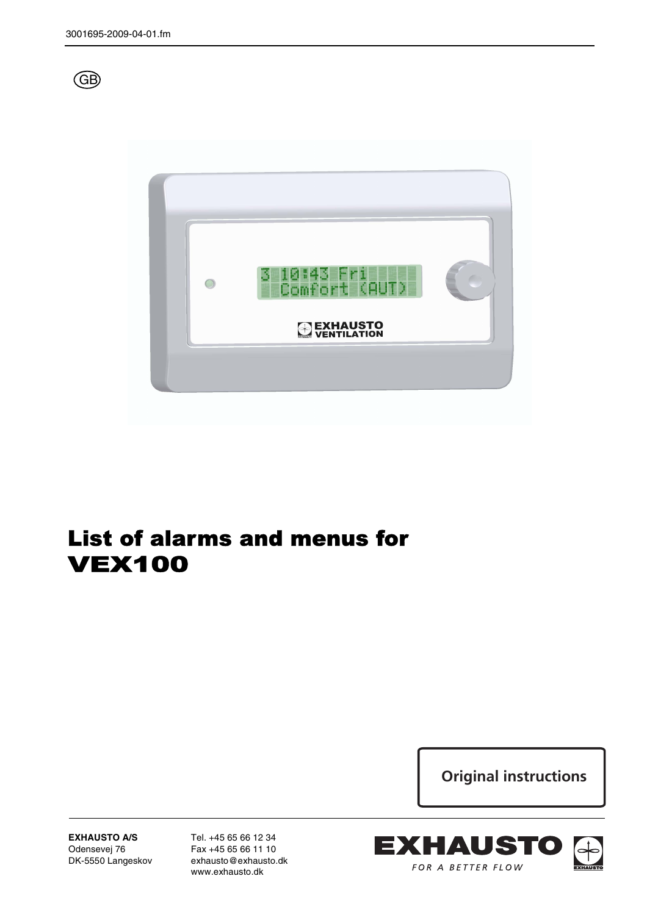3001695-2009-04-01.fm

GB

# List of alarms and menus for VEX100

**Original instructions**

**EXHAUSTO A/S**
Odensevej 76
DK-5550 Langeskov

Tel. +45 65 66 12 34
Fax +45 65 66 11 10
exhausto@exhausto.dk
www.exhausto.dk

EXHAUSTO
*FOR A BETTER FLOW*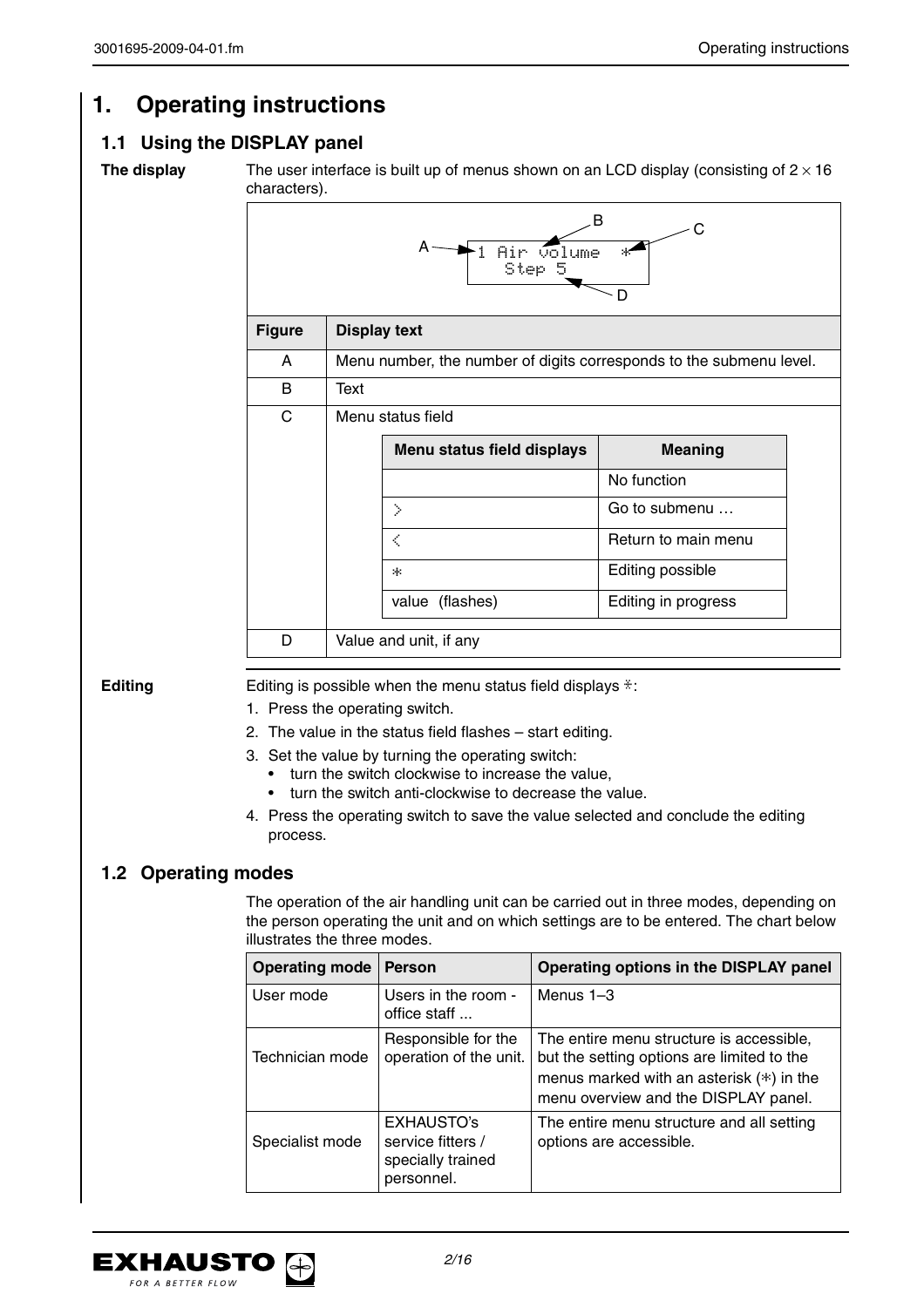# 1. Operating instructions

## 1.1 Using the DISPLAY panel

**The display**

The user interface is built up of menus shown on an LCD display (consisting of 2 × 16 characters).

```
      B         C
A → 1 Air volume  *
       Step 5
          D
```

| Figure | Display text |
|---|---|
| A | Menu number, the number of digits corresponds to the submenu level. |
| B | Text |
| C | Menu status field |
| D | Value and unit, if any |

| Menu status field displays | Meaning |
|---|---|
| | No function |
| > | Go to submenu … |
| < | Return to main menu |
| * | Editing possible |
| value (flashes) | Editing in progress |

**Editing**

Editing is possible when the menu status field displays *:

1. Press the operating switch.
2. The value in the status field flashes – start editing.
3. Set the value by turning the operating switch:
   - turn the switch clockwise to increase the value,
   - turn the switch anti-clockwise to decrease the value.
4. Press the operating switch to save the value selected and conclude the editing process.

## 1.2 Operating modes

The operation of the air handling unit can be carried out in three modes, depending on the person operating the unit and on which settings are to be entered. The chart below illustrates the three modes.

| Operating mode | Person | Operating options in the DISPLAY panel |
|---|---|---|
| User mode | Users in the room - office staff ... | Menus 1–3 |
| Technician mode | Responsible for the operation of the unit. | The entire menu structure is accessible, but the setting options are limited to the menus marked with an asterisk (*) in the menu overview and the DISPLAY panel. |
| Specialist mode | EXHAUSTO's service fitters / specially trained personnel. | The entire menu structure and all setting options are accessible. |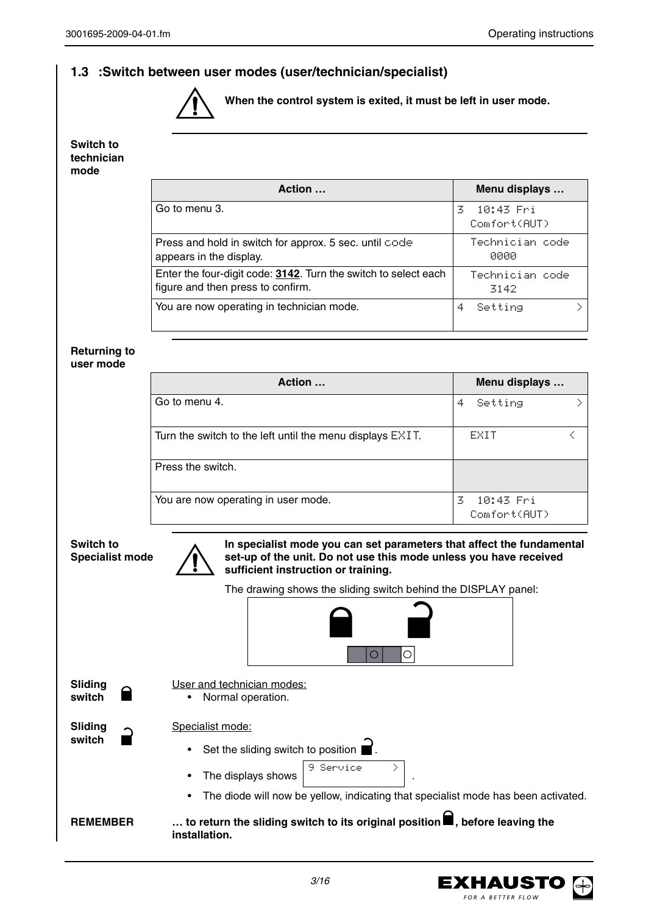## 1.3 :Switch between user modes (user/technician/specialist)

**When the control system is exited, it must be left in user mode.**

**Switch to technician mode**

| Action … | Menu displays … |
|---|---|
| Go to menu 3. | 3 10:43 Fri Comfort(AUT) |
| Press and hold in switch for approx. 5 sec. until code appears in the display. | Technician code 0000 |
| Enter the four-digit code: **3142**. Turn the switch to select each figure and then press to confirm. | Technician code 3142 |
| You are now operating in technician mode. | 4 Setting > |

**Returning to user mode**

| Action … | Menu displays … |
|---|---|
| Go to menu 4. | 4 Setting > |
| Turn the switch to the left until the menu displays EXIT. | EXIT < |
| Press the switch. | |
| You are now operating in user mode. | 3 10:43 Fri Comfort(AUT) |

**Switch to Specialist mode**

**In specialist mode you can set parameters that affect the fundamental set-up of the unit. Do not use this mode unless you have received sufficient instruction or training.**

The drawing shows the sliding switch behind the DISPLAY panel:

**Sliding switch** (locked)

User and technician modes:
- Normal operation.

**Sliding switch** (unlocked)

Specialist mode:
- Set the sliding switch to position (unlocked).
- The displays shows `9 Service >`.
- The diode will now be yellow, indicating that specialist mode has been activated.

**REMEMBER** **… to return the sliding switch to its original position (locked), before leaving the installation.**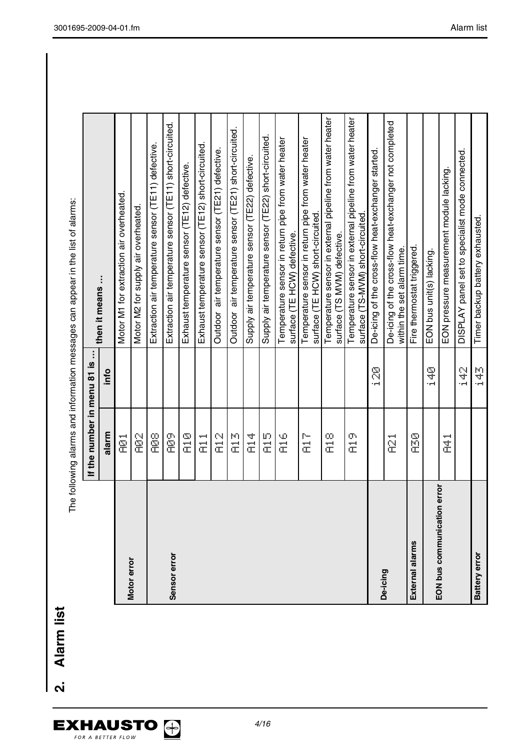## 2. Alarm list

The following alarms and information messages can appear in the list of alarms:

| | If the number in menu 81 is … | | then it means … |
|---|---|---|---|
| | alarm | info | |
| Motor error | A01 | | Motor M1 for extraction air overheated. |
| | A02 | | Motor M2 for supply air overheated. |
| Sensor error | A08 | | Extraction air temperature sensor (TE11) defective. |
| | A09 | | Extraction air temperature sensor (TE11) short-circuited. |
| | A10 | | Exhaust temperature sensor (TE12) defective. |
| | A11 | | Exhaust temperature sensor (TE12) short-circuited. |
| | A12 | | Outdoor air temperature sensor (TE21) defective. |
| | A13 | | Outdoor air temperature sensor (TE21) short-circuited. |
| | A14 | | Supply air temperature sensor (TE22) defective. |
| | A15 | | Supply air temperature sensor (TE22) short-circuited. |
| | A16 | | Temperature sensor in return pipe from water heater surface (TE HCW) defective. |
| | A17 | | Temperature sensor in return pipe from water heater surface (TE HCW) short-circuited. |
| | A18 | | Temperature sensor in external pipeline from water heater surface (TS MVM) defective. |
| | A19 | | Temperature sensor in external pipeline from water heater surface (TS-MVM) short-circuited. |
| De-icing | | i20 | De-icing of the cross-flow heat-exchanger started. |
| | A21 | | De-icing of the cross-flow heat-exchanger not completed within the set alarm time. |
| External alarms | A30 | | Fire thermostat triggered. |
| EON bus communication error | | i40 | EON bus unit(s) lacking. |
| | A41 | | EON pressure measurement module lacking. |
| | | i42 | DISPLAY panel set to specialist mode connected. |
| Battery error | | i43 | Timer backup battery exhausted. |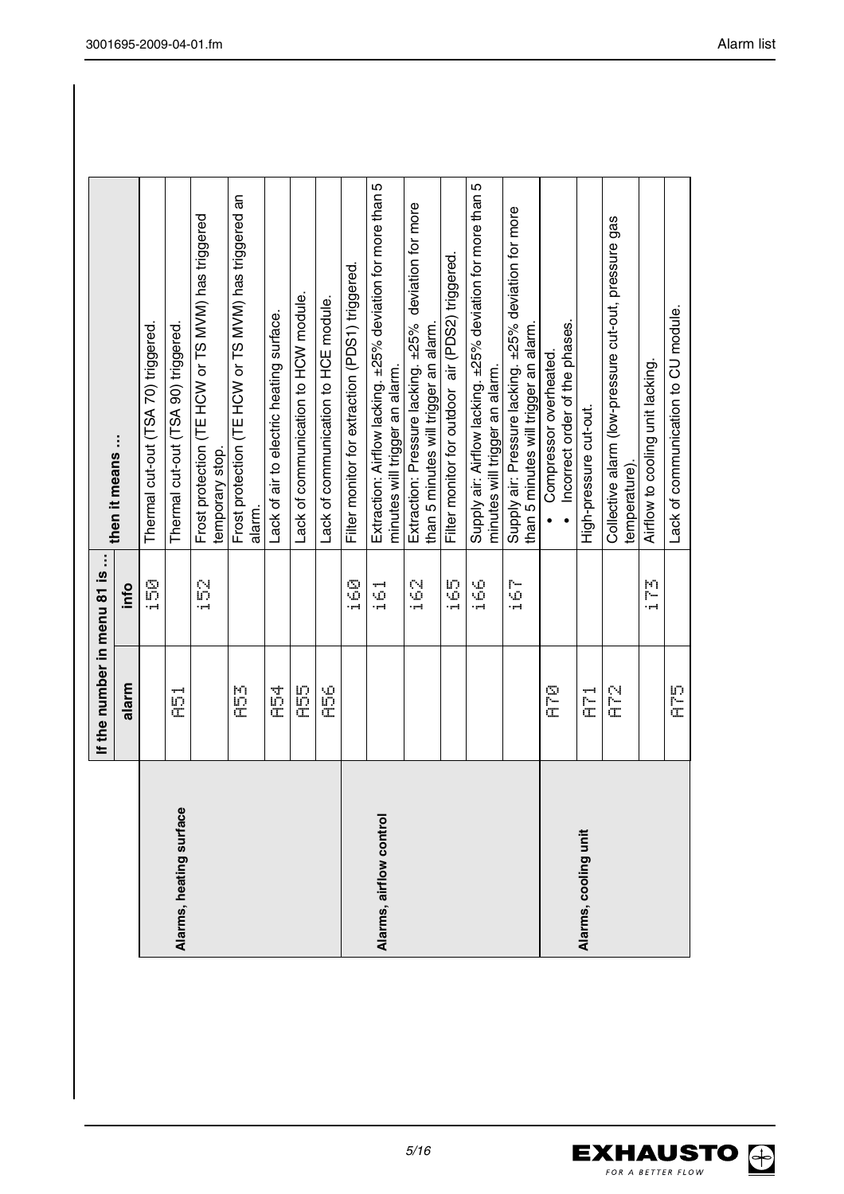| | If the number in menu 81 is ... | | then it means ... |
|---|---|---|---|
| | alarm | info | |
| Alarms, heating surface | | i50 | Thermal cut-out (TSA 70) triggered. |
| | A51 | | Thermal cut-out (TSA 90) triggered. |
| | | i52 | Frost protection (TE HCW or TS MVM) has triggered temporary stop. |
| | A53 | | Frost protection (TE HCW or TS MVM) has triggered an alarm. |
| | A54 | | Lack of air to electric heating surface. |
| | A55 | | Lack of communication to HCW module. |
| | A56 | | Lack of communication to HCE module. |
| Alarms, airflow control | | i60 | Filter monitor for extraction (PDS1) triggered. |
| | | i61 | Extraction: Airflow lacking. ±25% deviation for more than 5 minutes will trigger an alarm. |
| | | i62 | Extraction: Pressure lacking. ±25% deviation for more than 5 minutes will trigger an alarm. |
| | | i65 | Filter monitor for outdoor air (PDS2) triggered. |
| | | i66 | Supply air: Airflow lacking. ±25% deviation for more than 5 minutes will trigger an alarm. |
| | | i67 | Supply air: Pressure lacking. ±25% deviation for more than 5 minutes will trigger an alarm. |
| Alarms, cooling unit | A70 | | • Compressor overheated.<br>• Incorrect order of the phases. |
| | A71 | | High-pressure cut-out. |
| | A72 | | Collective alarm (low-pressure cut-out, pressure gas temperature). |
| | | i73 | Airflow to cooling unit lacking. |
| | A75 | | Lack of communication to CU module. |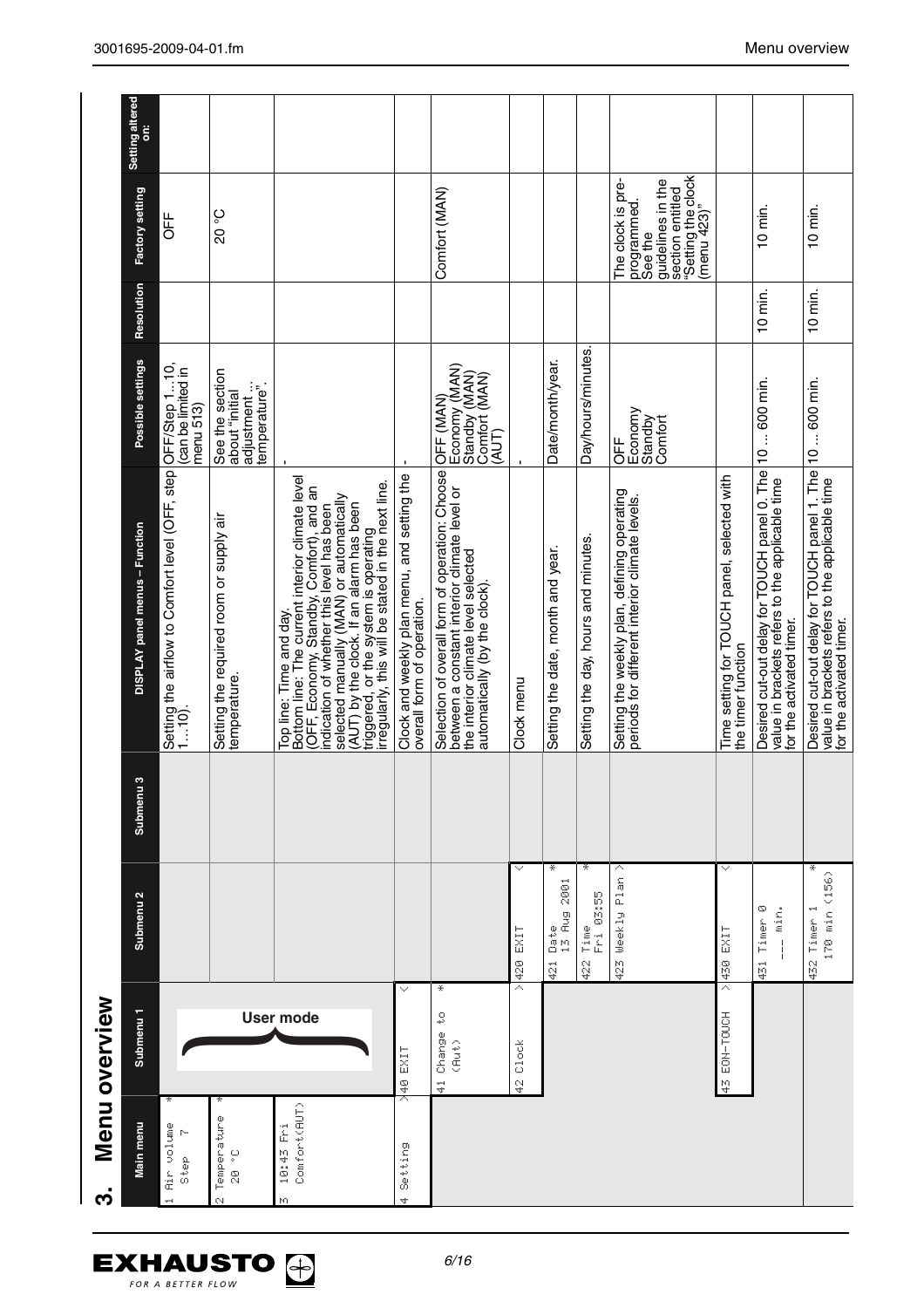# 3. Menu overview

| Main menu | Submenu 1 | Submenu 2 | Submenu 3 | DISPLAY panel menus – Function | Possible settings | Resolution | Factory setting | Setting altered on: |
|---|---|---|---|---|---|---|---|---|
| 1 Air volume Step 7 * | User mode | | | Setting the airflow to Comfort level (OFF, step 1...10). | OFF/Step 1...10, (can be limited in menu 513) | | OFF | |
| 2 Temperature 20 °C * | | | | Setting the required room or supply air temperature. | See the section about "initial adjustment ... temperature". | | 20 °C | |
| 3 10:43 Fri Comfort(AUT) | | | | Top line: Time and day. Bottom line: The current interior climate level (OFF, Economy, Standby, Comfort), and an indication of whether this level has been selected manually (MAN) or automatically (AUT) by the clock. If an alarm has been triggered, or the system is operating irregularly, this will be stated in the next line. | - | | | |
| 4 Setting | >40 EXIT < | | | Clock and weekly plan menu, and setting the overall form of operation. | - | | | |
| | 41 Change to (Aut) * | | | Selection of overall form of operation: Choose between a constant interior climate level or the interior climate level selected automatically (by the clock). | OFF (MAN) Economy (MAN) Standby (MAN) Comfort (MAN) (AUT) | | Comfort (MAN) | |
| | 42 Clock | >420 EXIT < | | Clock menu | - | | | |
| | | 421 Date 13 Aug 2001 * | | Setting the date, month and year. | Date/month/year. | | | |
| | | 422 Time Fri 03:55 * | | Setting the day, hours and minutes. | Day/hours/minutes. | | | |
| | | 423 Weekly Plan > | | Setting the weekly plan, defining operating periods for different interior climate levels. | OFF Economy Standby Comfort | | The clock is pre-programmed. See the guidelines in the section entitled "Setting the clock (menu 423)" | |
| | 43 EON-TOUCH | >430 EXIT < | | Time setting for TOUCH panel, selected with the timer function | | | | |
| | | 431 Timer 0 --- min. | | Desired cut-out delay for TOUCH panel 0. The value in brackets refers to the applicable time for the activated timer. | 10 ... 600 min. | 10 min. | 10 min. | |
| | | 432 Timer 1 170 min (156) * | | Desired cut-out delay for TOUCH panel 1. The value in brackets refers to the applicable time for the activated timer. | 10 ... 600 min. | 10 min. | 10 min. | |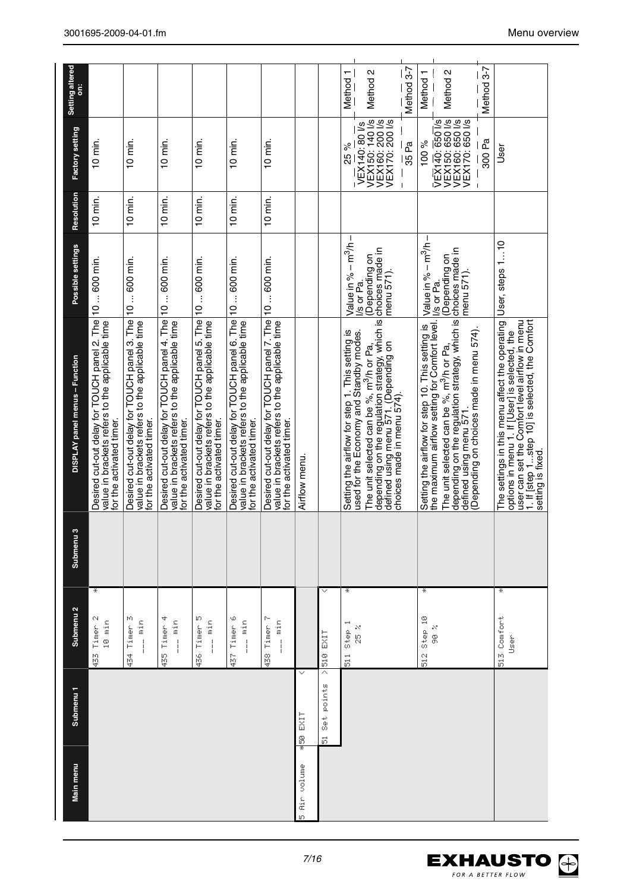| Main menu | Submenu 1 | Submenu 2 | Submenu 3 | DISPLAY panel menus – Function | Possible settings | Resolution | Factory setting | Setting altered on: |
|---|---|---|---|---|---|---|---|---|
| | | 433 Timer 2 * 10 min | | Desired cut-out delay for TOUCH panel 2. The value in brackets refers to the applicable time for the activated timer. | 10 ... 600 min. | 10 min. | 10 min. | |
| | | 434 Timer 3 ___ min | | Desired cut-out delay for TOUCH panel 3. The value in brackets refers to the applicable time for the activated timer. | 10 ... 600 min. | 10 min. | 10 min. | |
| | | 435 Timer 4 ___ min | | Desired cut-out delay for TOUCH panel 4. The value in brackets refers to the applicable time for the activated timer. | 10 ... 600 min. | 10 min. | 10 min. | |
| | | 436 Timer 5 ___ min | | Desired cut-out delay for TOUCH panel 5. The value in brackets refers to the applicable time for the activated timer. | 10 ... 600 min. | 10 min. | 10 min. | |
| | | 437 Timer 6 ___ min | | Desired cut-out delay for TOUCH panel 6. The value in brackets refers to the applicable time for the activated timer. | 10 ... 600 min. | 10 min. | 10 min. | |
| | | 438 Timer 7 ___ min | | Desired cut-out delay for TOUCH panel 7. The value in brackets refers to the applicable time for the activated timer. | 10 ... 600 min. | 10 min. | 10 min. | |
| 5 Air volume | *50 EXIT < | | | Airflow menu. | | | | |
| | 51 Set points > | 510 EXIT < | | | | | | |
| | | 511 Step 1 * 25 % | | Setting the airflow for step 1. This setting is used for the Economy and Standby modes. The unit selected can be %, $m^3/h$ or Pa, depending on the regulation strategy, which is defined using menu 571. (Depending on choices made in menu 574). | Value in % – $m^3/h$ – l/s or Pa. (Depending on choices made in menu 571). | | 25 % | Method 1 |
| | | | | | | | VEX140: 80 l/s<br>VEX150: 140 l/s<br>VEX160: 200 l/s<br>VEX170: 200 l/s | Method 2 |
| | | | | | | | 35 Pa | Method 3-7 |
| | | 512 Step 10 * 90 % | | Setting the airflow for step 10. This setting is the maximum airflow setting for Comfort level. The unit selected can be %, $m^3/h$ or Pa, depending on the regulation strategy, which is defined using menu 571. (Depending on choices made in menu 574). | Value in % – $m^3/h$ – l/s or Pa. (Depending on choices made in menu 571). | | 100 % | Method 1 |
| | | | | | | | VEX140: 650 l/s<br>VEX150: 650 l/s<br>VEX160: 650 l/s<br>VEX170: 650 l/s | Method 2 |
| | | | | | | | 300 Pa | Method 3-7 |
| | | 513 Comfort * User | | The settings in this menu affect the operating options in menu 1. If [User] is selected, the user can set the Comfort level airflow in menu 1. If [step 1...step 10] is selected, the Comfort setting is fixed. | User, steps 1...10 | | User | |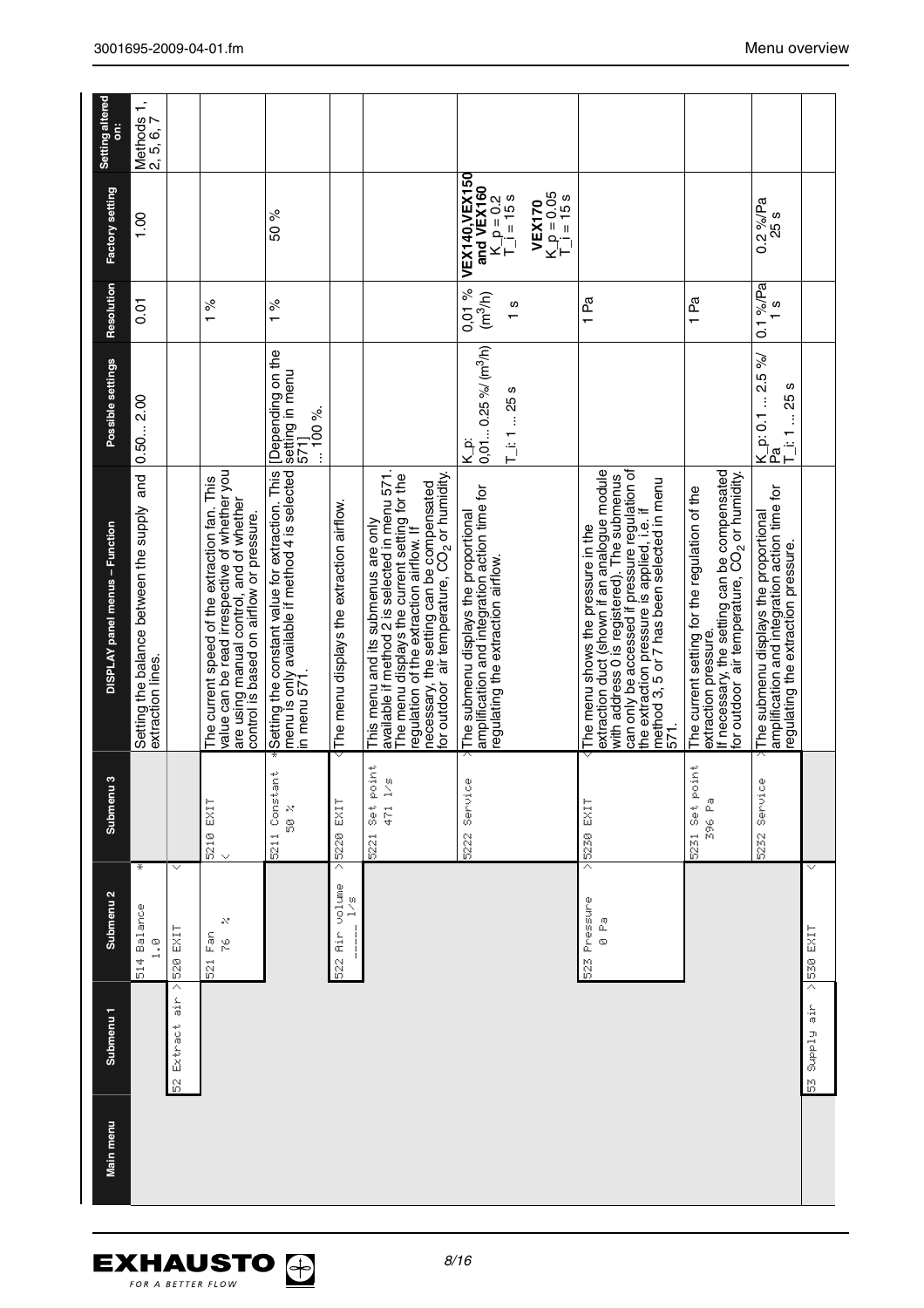| Main menu | Submenu 1 | Submenu 2 | Submenu 3 | DISPLAY panel menus – Function | Possible settings | Resolution | Factory setting | Setting altered on: |
|---|---|---|---|---|---|---|---|---|
| | | 514 Balance 1.0 * | | Setting the balance between the supply and extraction lines. | 0.50... 2.00 | 0.01 | 1.00 | Methods 1, 2, 5, 6, 7 |
| | 52 Extract air > | 520 EXIT < | | | | | | |
| | | 521 Fan 76 % | 5210 EXIT < | The current speed of the extraction fan. This value can be read irrespective of whether you are using manual control, and of whether control is based on airflow or pressure. | | 1 % | | |
| | | | 5211 Constant 50 % * | Setting the constant value for extraction. This menu is only available if method 4 is selected in menu 571. | [Depending on the setting in menu 571] ... 100 %. | 1 % | 50 % | |
| | | 522 Air volume ----- l/s > | 5220 EXIT < | The menu displays the extraction airflow. | | | | |
| | | | 5221 Set point 471 l/s | This menu and its submenus are only available if method 2 is selected in menu 571. The menu displays the current setting for the regulation of the extraction airflow. If necessary, the setting can be compensated for outdoor air temperature, $CO_2$ or humidity. | | | | |
| | | | 5222 Service > | The submenu displays the proportional amplification and integration action time for regulating the extraction airflow. | K_p: 0,01... 0.25 %/ ($m^3$/h) T_i: 1 ... 25 s | 0,01 % ($m^3$/h) 1 s | **VEX140,VEX150 and VEX160** K_p = 0.2 T_i = 15 s **VEX170** K_p = 0.05 T_i = 15 s | |
| | | 523 Pressure 0 Pa > | 5230 EXIT < | The menu shows the pressure in the extraction duct (shown if an analogue module with address 0 is registered). The submenus can only be accessed if pressure regulation of the extraction pressure is applied, i.e. if method 3, 5 or 7 has been selected in menu 571. | | 1 Pa | | |
| | | | 5231 Set point 396 Pa | The current setting for the regulation of the extraction pressure. If necessary, the setting can be compensated for outdoor air temperature, $CO_2$ or humidity. | | 1 Pa | | |
| | | | 5232 Service > | The submenu displays the proportional amplification and integration action time for regulating the extraction pressure. | K_p: 0.1 ... 2.5 %/ Pa T_i: 1 ... 25 s | 0.1 %/Pa 1 s | 0.2 %/Pa 25 s | |
| | 53 Supply air > | 530 EXIT < | | | | | | |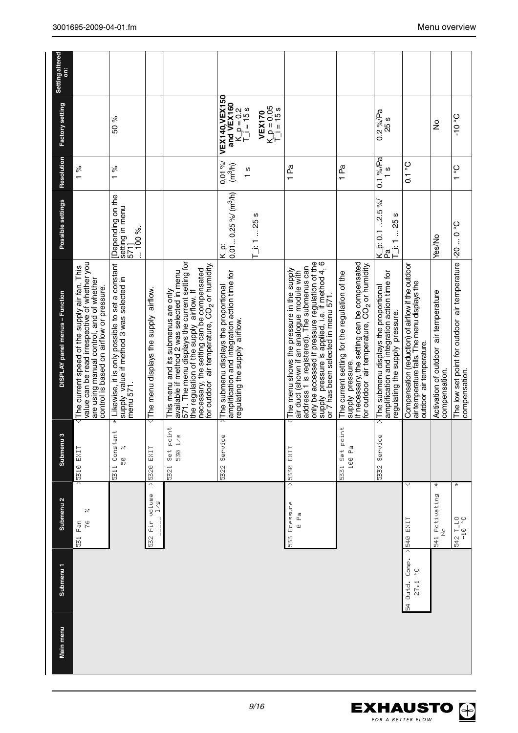| Main menu | Submenu 1 | Submenu 2 | Submenu 3 | DISPLAY panel menus – Function | Possible settings | Resolution | Factory setting | Setting altered on: |
|---|---|---|---|---|---|---|---|---|
| | | 531 Fan 76 % | 5310 EXIT | The current speed of the supply air fan. This value can be read irrespective of whether you are using manual control, and of whether control is based on airflow or pressure. | | 1 % | | |
| | | | 5311 Constant 50 % | Likewise, it is only possible to set a constant supply value if method 3 was selected in menu 571. | [Depending on the setting in menu 571] ... 100 %. | 1 % | 50 % | |
| | | 532 Air volume _____ l/s | 5320 EXIT | The menu displays the supply airflow. | | | | |
| | | | 5321 Set point 530 l/s | This menu and its submenus are only available if method 2 was selected in menu 571. The menu displays the current setting for the regulation of the supply airflow. If necessary, the setting can be compensated for outdoor air temperature, $CO_2$ or humidity. | | | | |
| | | | 5322 Service | The submenu displays the proportional amplification and integration action time for regulating the supply airflow. | K_p: 0.01... 0.25 %/ ($m^3$/h)<br>T_i: 1 ... 25 s | 0,01 %/ ($m^3$/h)<br>1 s | **VEX140,VEX150 and VEX160** K_p = 0.2 T_i = 15 s<br>**VEX170** K_p = 0.05 T_i = 15 s | |
| | | 533 Pressure 0 Pa | 5330 EXIT | The menu shows the pressure in the supply air duct (shown if an analogue module with address 1 is registered). The submenus can only be accessed if pressure regulation of the supply pressure is applied, i.e. if method 4, 6 or 7 has been selected in menu 571. | | 1 Pa | | |
| | | | 5331 Set point 100 Pa | The current setting for the regulation of the supply pressure. If necessary, the setting can be compensated for outdoor air temperature, $CO_2$ or humidity. | | 1 Pa | | |
| | | | 5332 Service | The submenu displays the proportional amplification and integration action time for regulating the supply pressure. | K_p: 0.1 ...2.5 %/ Pa<br>T_i: 1 ... 25 s | 0.1 %/Pa<br>1 s | 0.2 %/Pa<br>25 s | |
| | 54 Outd. Comp. 27.1 °C | 540 EXIT | | Compensation (reduction) of airflow if the outdoor air temperature falls. The menu displays the outdoor air temperature. | | 0.1 °C | | |
| | | 541 Activating No | | Activation of outdoor air temperature compensation. | Yes/No | | No | |
| | | 542 T_LO -10 °C | | The low set point for outdoor air temperature compensation. | -20 ... 0 °C | 1 °C | -10 °C | |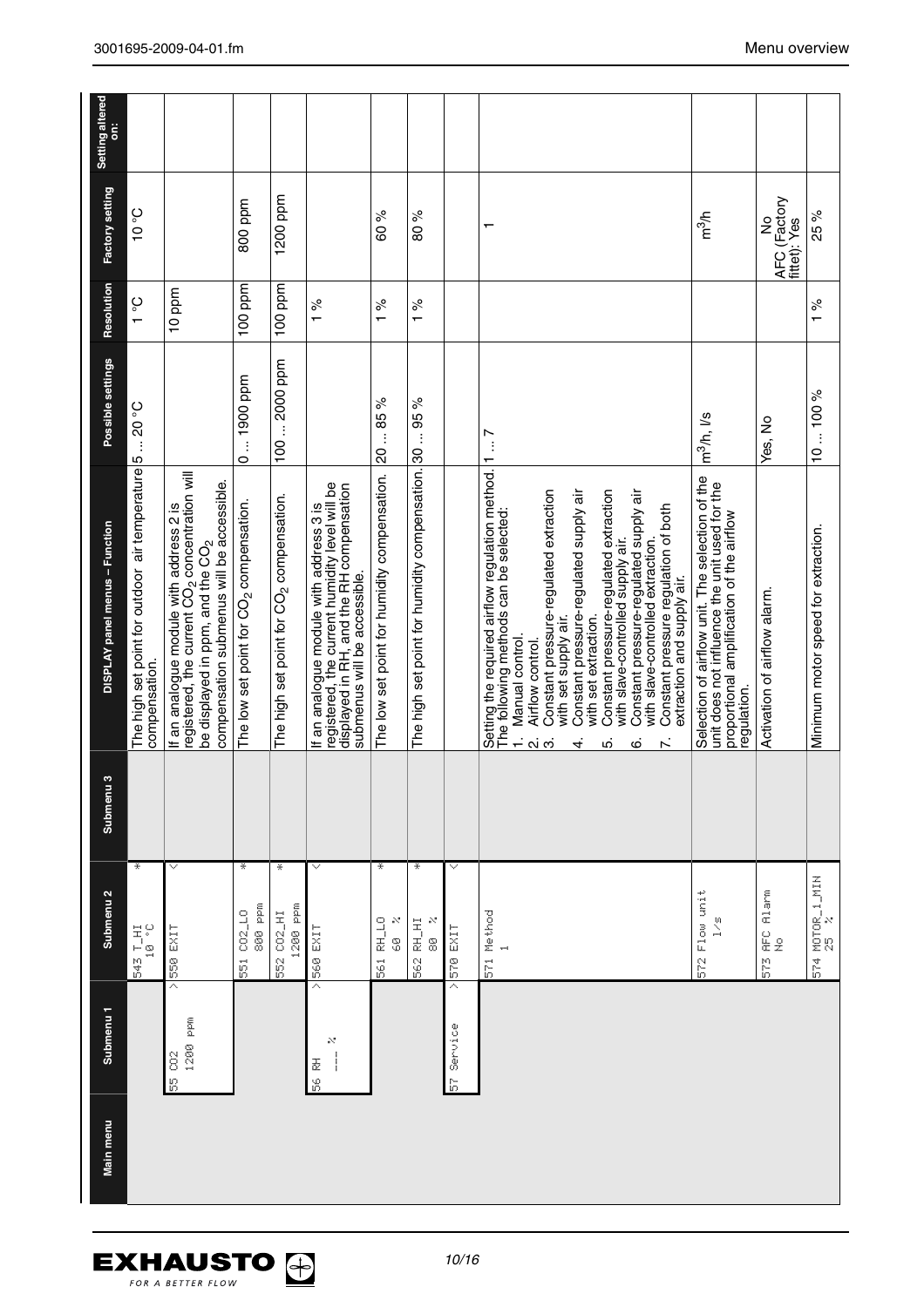| Main menu | Submenu 1 | Submenu 2 | Submenu 3 | DISPLAY panel menus – Function | Possible settings | Resolution | Factory setting | Setting altered on: |
|---|---|---|---|---|---|---|---|---|
| | | 543 T_HI 10 °C * | | The high set point for outdoor air temperature compensation. | 5 ... 20 °C | 1 °C | 10 °C | |
| | 55 CO2 1200 ppm > | 550 EXIT < | | If an analogue module with address 2 is registered, the current $CO_2$ concentration will be displayed in ppm, and the $CO_2$ compensation submenus will be accessible. | | 10 ppm | | |
| | | 551 CO2_LO 800 ppm * | | The low set point for $CO_2$ compensation. | 0 ... 1900 ppm | 100 ppm | 800 ppm | |
| | | 552 CO2_HI 1200 ppm * | | The high set point for $CO_2$ compensation. | 100 ... 2000 ppm | 100 ppm | 1200 ppm | |
| | 56 RH --- % > | 560 EXIT < | | If an analogue module with address 3 is registered, the current humidity level will be displayed in RH, and the RH compensation submenus will be accessible. | | 1 % | | |
| | | 561 RH_LO 60 % * | | The low set point for humidity compensation. | 20 ... 85 % | 1 % | 60 % | |
| | | 562 RH_HI 80 % * | | The high set point for humidity compensation. | 30 ... 95 % | 1 % | 80 % | |
| | 57 Service > | 570 EXIT < | | | | | | |
| | | 571 Method 1 | | Setting the required airflow regulation method. The following methods can be selected:<br>1. Manual control.<br>2. Airflow control.<br>3. Constant pressure-regulated extraction with set supply air.<br>4. Constant pressure-regulated supply air with set extraction.<br>5. Constant pressure-regulated extraction with slave-controlled supply air.<br>6. Constant pressure-regulated supply air with slave-controlled extraction.<br>7. Constant pressure regulation of both extraction and supply air. | 1 ... 7 | | 1 | |
| | | 572 Flow unit l/s | | Selection of airflow unit. The selection of the unit does not influence the unit used for the proportional amplification of the airflow regulation. | m³/h, l/s | | m³/h | |
| | | 573 AFC Alarm No | | Activation of airflow alarm. | Yes, No | | No<br>AFC (Factory fitted): Yes | |
| | | 574 MOTOR_1_MIN 25 % | | Minimum motor speed for extraction. | 10 ... 100 % | 1 % | 25 % | |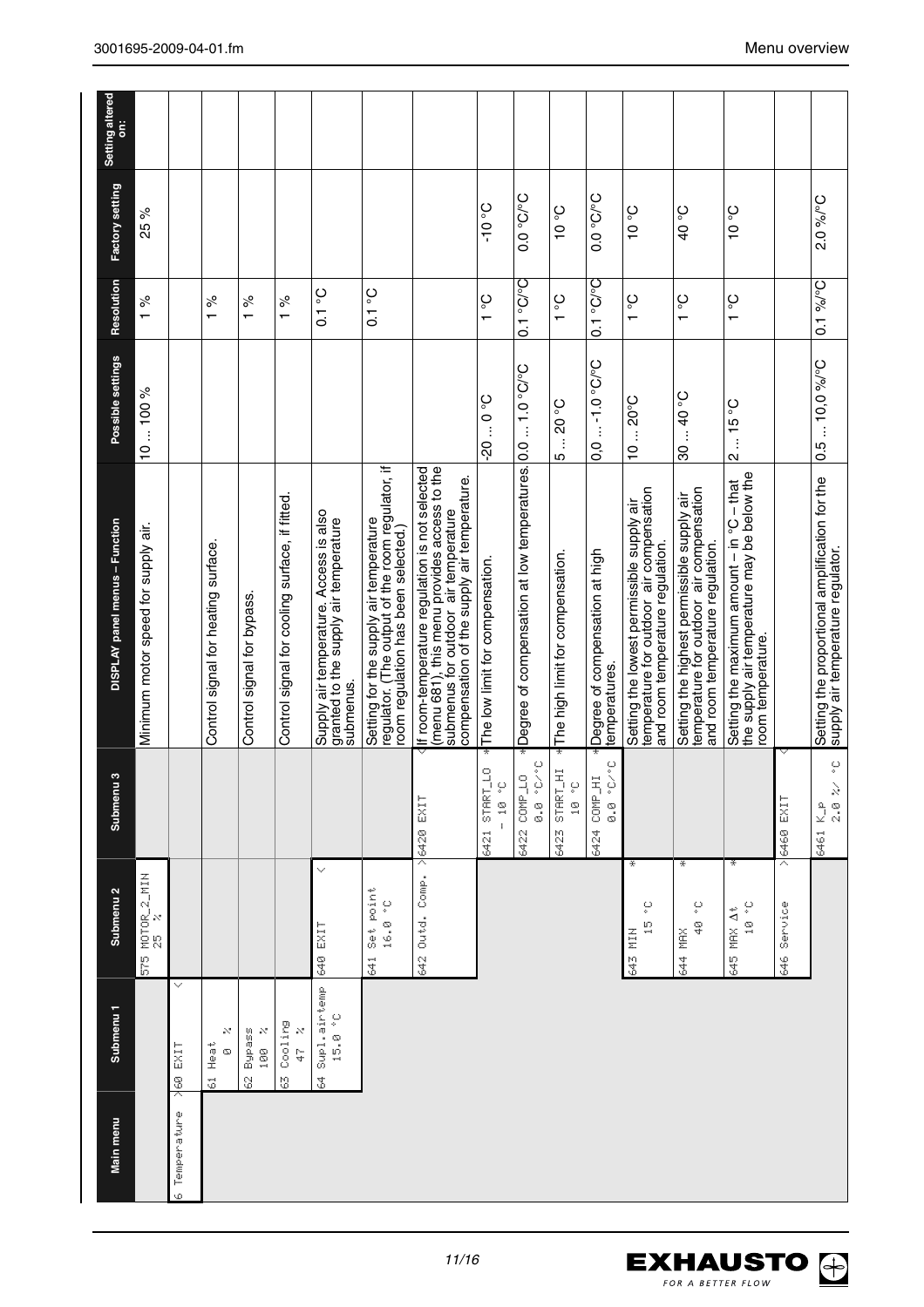| Main menu | Submenu 1 | Submenu 2 | Submenu 3 | DISPLAY panel menus – Function | Possible settings | Resolution | Factory setting | Setting altered on: |
|---|---|---|---|---|---|---|---|---|
| | | 575 MOTOR_2_MIN 25 % | | Minimum motor speed for supply air. | 10 ... 100 % | 1 % | 25 % | |
| 6 Temperature > | 60 EXIT < | | | | | | | |
| | 61 Heat 0 % | | | Control signal for heating surface. | | 1 % | | |
| | 62 Bypass 100 % | | | Control signal for bypass. | | 1 % | | |
| | 63 Cooling 47 % | | | Control signal for cooling surface, if fitted. | | 1 % | | |
| | 64 Supl.airtemp 15.0 °C | 640 EXIT < | | Supply air temperature. Access is also granted to the supply air temperature submenus. | | 0.1 °C | | |
| | | 641 Set point 16.0 °C | | Setting for the supply air temperature regulator. (The output of the room regulator, if room regulation has been selected.) | | 0.1 °C | | |
| | | 642 Outd. Comp. > | 6420 EXIT < | If room-temperature regulation is not selected (menu 681), this menu provides access to the submenus for outdoor air temperature compensation of the supply air temperature. | | | | |
| | | | 6421 START_LO - 10 °C * | The low limit for compensation. | -20 ... 0 °C | 1 °C | -10 °C | |
| | | | 6422 COMP_LO 0.0 °C/°C * | Degree of compensation at low temperatures. | 0.0 ... 1.0 °C/°C | 0.1 °C/°C | 0.0 °C/°C | |
| | | | 6423 START_HI 10 °C * | The high limit for compensation. | 5 ... 20 °C | 1 °C | 10 °C | |
| | | | 6424 COMP_HI 0.0 °C/°C * | Degree of compensation at high temperatures. | 0.0 ... -1.0 °C/°C | 0.1 °C/°C | 0.0 °C/°C | |
| | | 643 MIN 15 °C * | | Setting the lowest permissible supply air temperature for outdoor air compensation and room temperature regulation. | 10 ... 20°C | 1 °C | 10 °C | |
| | | 644 MAX 40 °C * | | Setting the highest permissible supply air temperature for outdoor air compensation and room temperature regulation. | 30 ... 40 °C | 1 °C | 40 °C | |
| | | 645 MAX Δt 10 °C * | | Setting the maximum amount – in °C – that the supply air temperature may be below the room temperature. | 2 ... 15 °C | 1 °C | 10 °C | |
| | | 646 Service > | 6460 EXIT < | | | | | |
| | | | 6461 K_P 2.0 %/ °C | Setting the proportional amplification for the supply air temperature regulator. | 0.5 ... 10.0 %/°C | 0.1 %/°C | 2.0 %/°C | |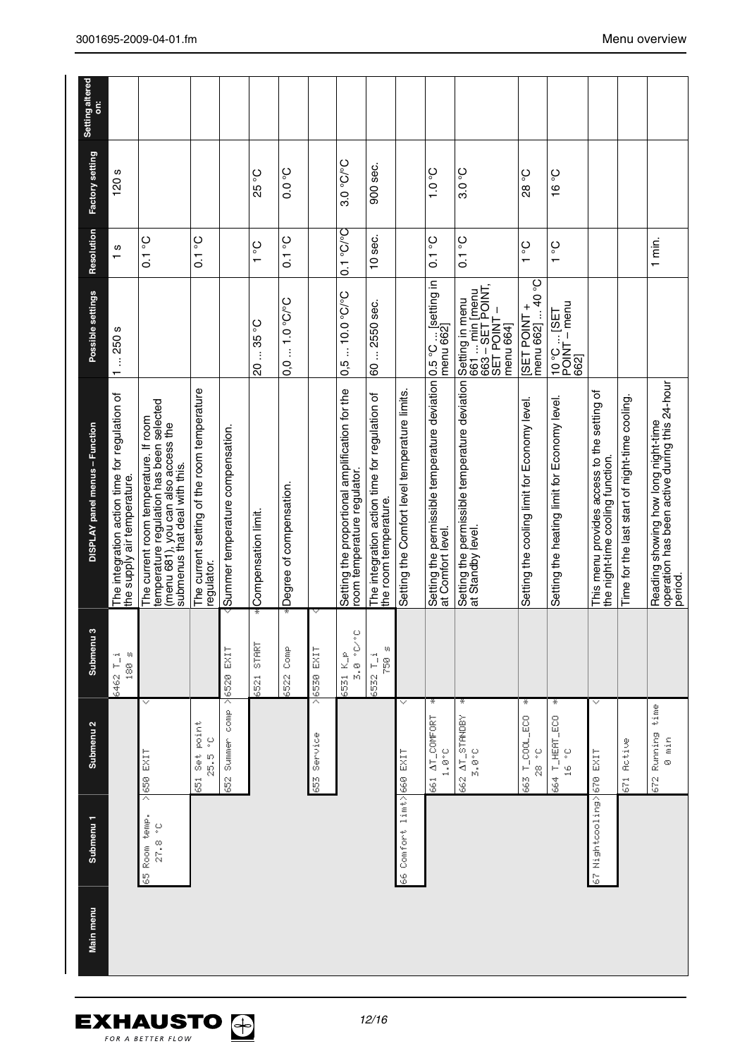| Main menu | Submenu 1 | Submenu 2 | Submenu 3 | DISPLAY panel menus – Function | Possible settings | Resolution | Factory setting | Setting altered on: |
|---|---|---|---|---|---|---|---|---|
| | | | 6462 T_i 180 s | The integration action time for regulation of the supply air temperature. | 1 ... 250 s | 1 s | 120 s | |
| | 65 Room temp. > 27.8 °C | 650 EXIT < | | The current room temperature. If room temperature regulation has been selected (menu 681), you can also access the submenus that deal with this. | | 0.1 °C | | |
| | | 651 Set point 25.5 °C | | The current setting of the room temperature regulator. | | 0.1 °C | | |
| | | 652 Summer comp > | 6520 EXIT < | Summer temperature compensation. | | | | |
| | | | 6521 START * | Compensation limit. | 20 ... 35 °C | 1 °C | 25 °C | |
| | | | 6522 Comp * | Degree of compensation. | 0,0 ... 1.0 °C/°C | 0.1 °C | 0.0 °C | |
| | | 653 Service > | 6530 EXIT < | | | | | |
| | | | 6531 K_p 3.0 °C/°C | Setting the proportional amplification for the room temperature regulator. | 0,5 ... 10.0 °C/°C | 0.1 °C/°C | 3.0 °C/°C | |
| | | | 6532 T_i 750 s | The integration action time for regulation of the room temperature. | 60 ... 2550 sec. | 10 sec. | 900 sec. | |
| | 66 Comfort limt> | 660 EXIT < | | Setting the Comfort level temperature limits. | | | | |
| | | 661 ΔT_COMFORT * 1.0°C | | Setting the permissible temperature deviation at Comfort level. | 0.5 °C ... [setting in menu 662] | 0.1 °C | 1.0 °C | |
| | | 662 ΔT_STANDBY * 3.0°C | | Setting the permissible temperature deviation at Standby level. | Setting in menu 661 ... min [menu 663 – SET POINT, SET POINT – menu 664] | 0.1 °C | 3.0 °C | |
| | | 663 T_COOL_ECO * 28 °C | | Setting the cooling limit for Economy level. | [SET POINT + menu 662] ... 40 °C | 1 °C | 28 °C | |
| | | 664 T_HEAT_ECO * 16 °C | | Setting the heating limit for Economy level. | 10 °C ... [SET POINT – menu 662] | 1 °C | 16 °C | |
| | 67 Nightcooling> | 670 EXIT < | | This menu provides access to the setting of the night-time cooling function. | | | | |
| | | 671 Active | | Time for the last start of night-time cooling. | | | | |
| | | 672 Running time 0 min | | Reading showing how long night-time operation has been active during this 24-hour period. | | 1 min. | | |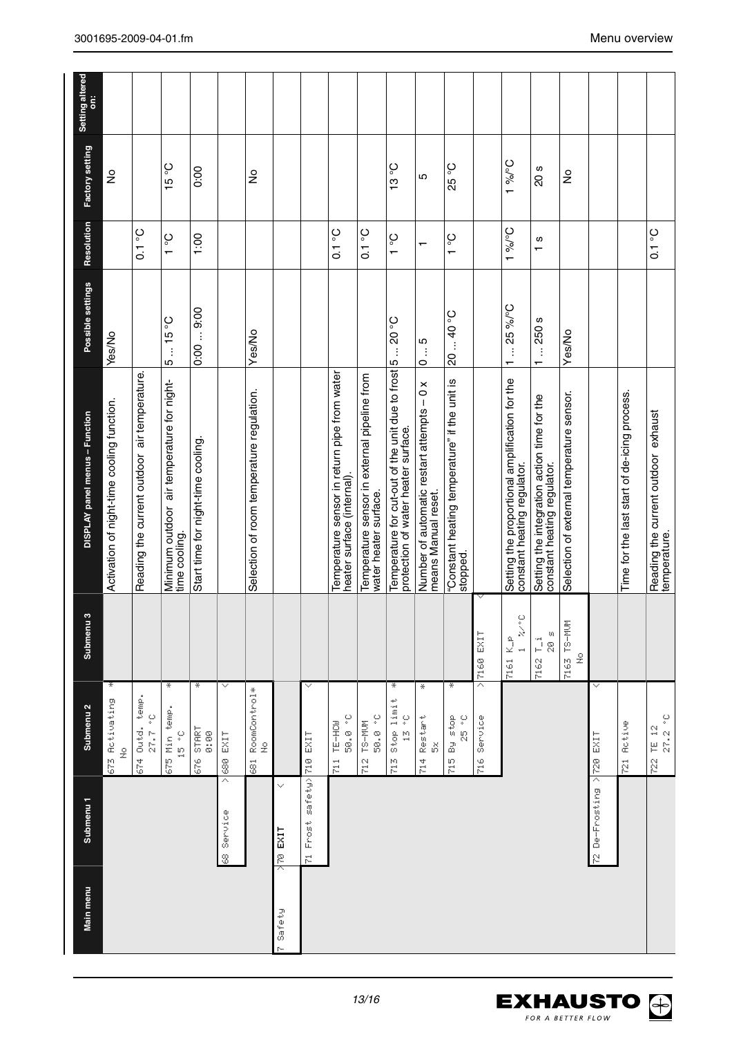# Menu overview

| Main menu | Submenu 1 | Submenu 2 | Submenu 3 | DISPLAY panel menus – Function | Possible settings | Resolution | Factory setting | Setting altered on: |
|---|---|---|---|---|---|---|---|---|
| | | 673 Activating * No | | Activation of night-time cooling function. | Yes/No | | No | |
| | | 674 Outd. temp. 27.7 °C | | Reading the current outdoor air temperature. | | 0.1 °C | | |
| | | 675 Min temp. * 15 °C | | Minimum outdoor air temperature for night-time cooling. | 5 ... 15 °C | 1 °C | 15 °C | |
| | | 676 START * 0:00 | | Start time for night-time cooling. | 0:00 ... 9:00 | 1:00 | 0:00 | |
| | 68 Service > | 680 EXIT < | | | | | | |
| | | 681 RoomControl* No | | Selection of room temperature regulation. | Yes/No | | No | |
| 7 Safety > | 70 EXIT < | | | | | | | |
| | 71 Frost safety > | 710 EXIT < | | | | | | |
| | | 711 TE-HCW 50.0 °C | | Temperature sensor in return pipe from water heater surface (internal). | | 0.1 °C | | |
| | | 712 TS-MUM 50.0 °C | | Temperature sensor in external pipeline from water heater surface. | | 0.1 °C | | |
| | | 713 Stop limit * 13 °C | | Temperature for cut-out of the unit due to frost protection of water heater surface. | 5 ... 20 °C | 1 °C | 13 °C | |
| | | 714 Restart * 5x | | Number of automatic restart attempts – 0 x means Manual reset. | 0 ... 5 | 1 | 5 | |
| | | 715 By stop * 25 °C | | "Constant heating temperature" if the unit is stopped. | 20 ... 40 °C | 1 °C | 25 °C | |
| | | 716 Service > | 7160 EXIT < | | | | | |
| | | | 7161 K_P 1 %/°C | Setting the proportional amplification for the constant heating regulator. | 1 ... 25 %/°C | 1 %/°C | 1 %/°C | |
| | | | 7162 T_i 20 s | Setting the integration action time for the constant heating regulator. | 1 ... 250 s | 1 s | 20 s | |
| | | | 7163 TS-MUM No | Selection of external temperature sensor. | Yes/No | | No | |
| | 72 De-Frosting > | 720 EXIT < | | | | | | |
| | | 721 Active | | Time for the last start of de-icing process. | | | | |
| | | 722 TE 12 27.2 °C | | Reading the current outdoor exhaust temperature. | | 0.1 °C | | |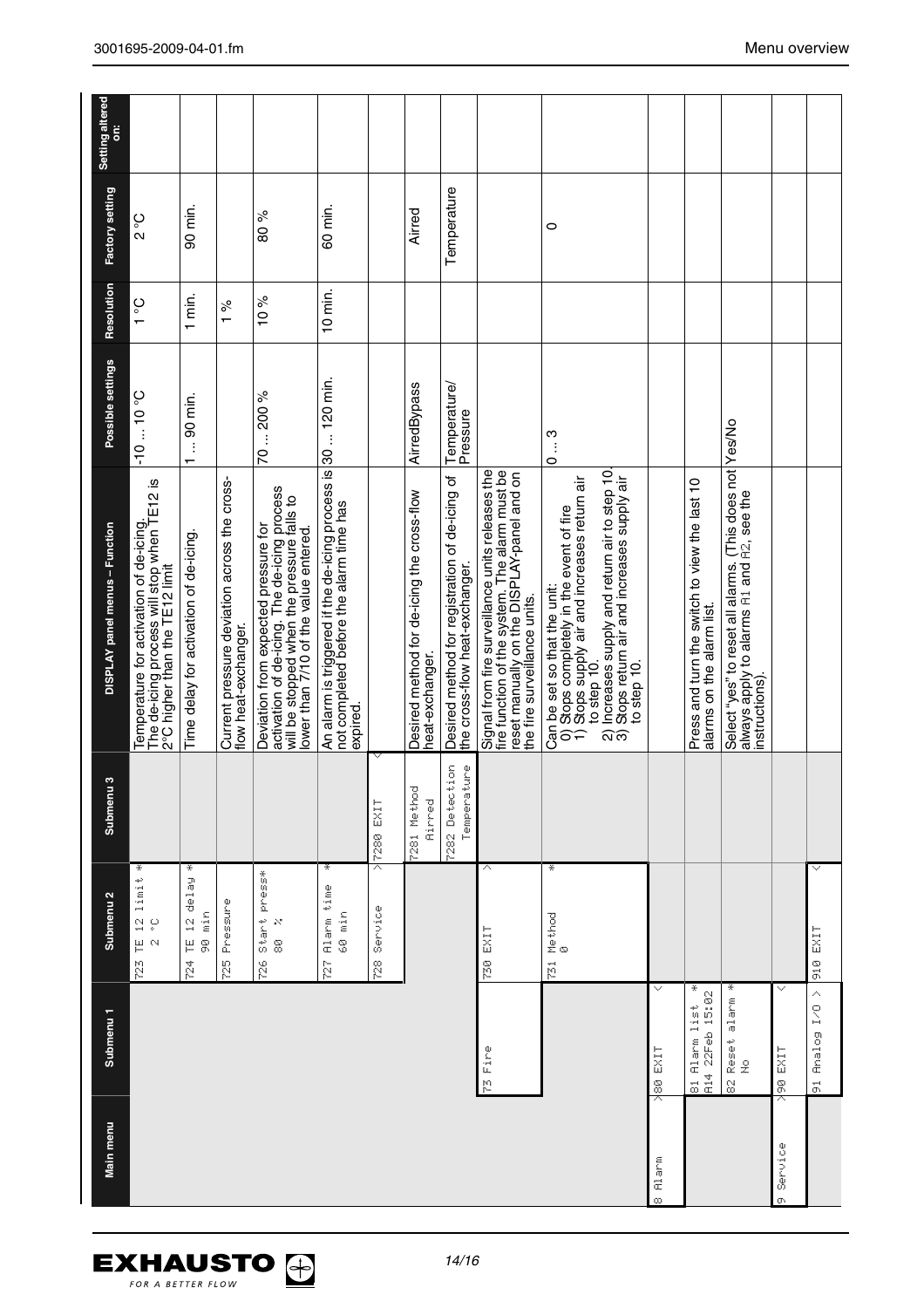| Main menu | Submenu 1 | Submenu 2 | Submenu 3 | DISPLAY panel menus – Function | Possible settings | Resolution | Factory setting | Setting altered on: |
|---|---|---|---|---|---|---|---|---|
| | | 723 TE 12 limit * 2 °C | | Temperature for activation of de-icing. The de-icing process will stop when TE12 is 2°C higher than the TE12 limit | -10 ... 10 °C | 1 °C | 2 °C | |
| | | 724 TE 12 delay * 90 min | | Time delay for activation of de-icing. | 1 ... 90 min. | 1 min. | 90 min. | |
| | | 725 Pressure | | Current pressure deviation across the cross-flow heat-exchanger. | | 1 % | | |
| | | 726 Start press* 80 % | | Deviation from expected pressure for activation of de-icing. The de-icing process will be stopped when the pressure falls to lower than 7/10 of the value entered. | 70 ... 200 % | 10 % | 80 % | |
| | | 727 Alarm time * 60 min | | An alarm is triggered if the de-icing process is not completed before the alarm time has expired. | 30 ... 120 min. | 10 min. | 60 min. | |
| | | 728 Service > | 7280 EXIT < | | | | | |
| | | | 7281 Method Airred | Desired method for de-icing the cross-flow heat-exchanger. | AirredBypass | | Airred | |
| | | | 7282 Detection Temperature | Desired method for registration of de-icing of the cross-flow heat-exchanger. | Temperature/ Pressure | | Temperature | |
| | 73 Fire | 730 EXIT < | | Signal from fire surveillance units releases the fire function of the system. The alarm must be reset manually on the DISPLAY-panel and on the fire surveillance units. | | | | |
| | | 731 Method * 0 | | Can be set so that the unit:<br>0) Stops completely in the event of fire<br>1) Stops supply air and increases return air to step 10.<br>2) Increases supply and return air to step 10<br>3) Stops return air and increases supply air to step 10. | 0 ... 3 | | 0 | |
| 8 Alarm | >80 EXIT < | | | | | | | |
| | 81 Alarm list * A14 22Feb 15:02 | | | Press and turn the switch to view the last 10 alarms on the alarm list. | | | | |
| | 82 Reset alarm * No | | | Select "yes" to reset all alarms. (This does not always apply to alarms A1 and A2, see the instructions). | Yes/No | | | |
| 9 Service | >90 EXIT < | | | | | | | |
| | 91 Analog I/O > | 910 EXIT < | | | | | | |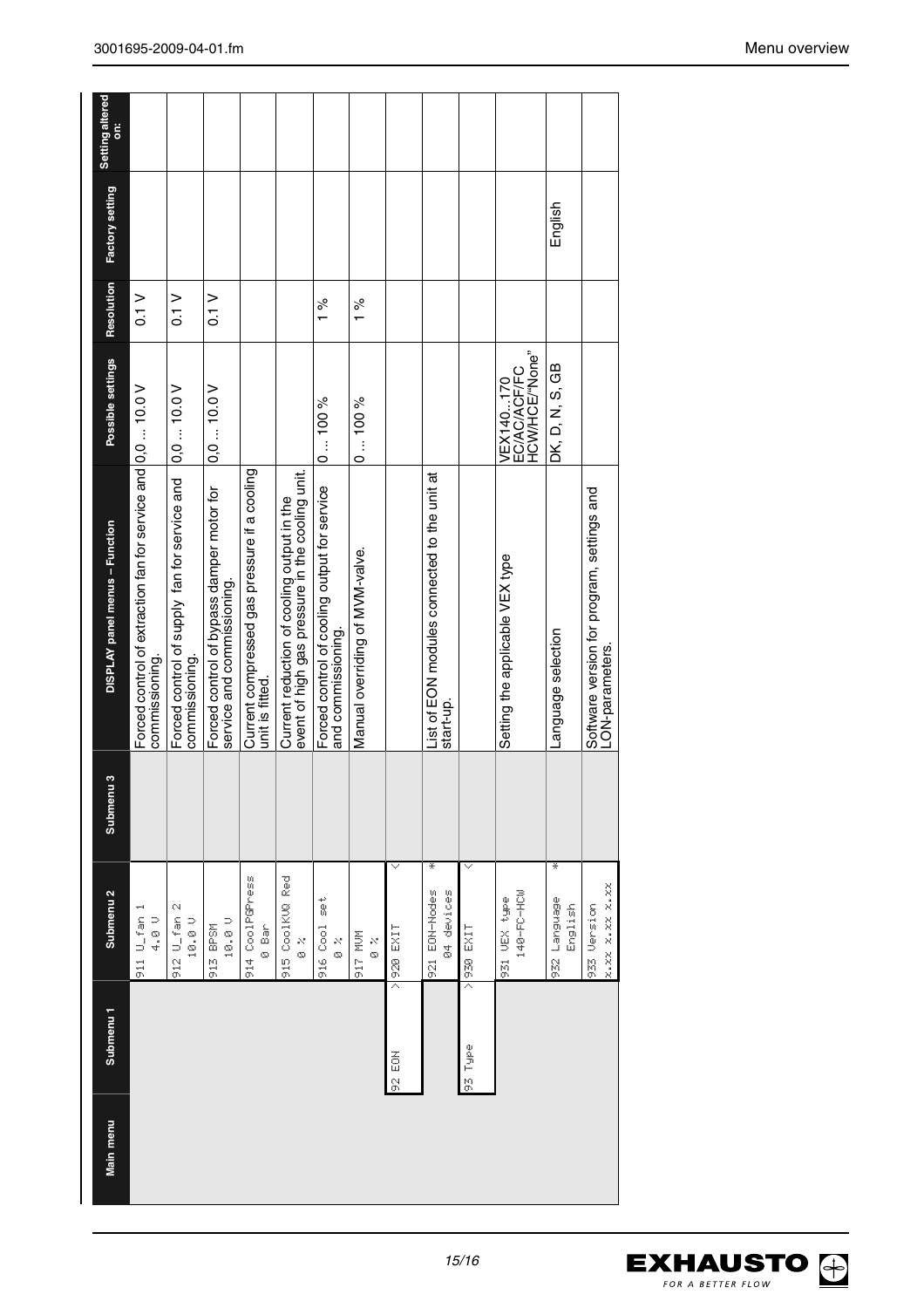| Main menu | Submenu 1 | Submenu 2 | Submenu 3 | DISPLAY panel menus – Function | Possible settings | Resolution | Factory setting | Setting altered on: |
|---|---|---|---|---|---|---|---|---|
| | | 911 U_fan 1 4.0 V | | Forced control of extraction fan for service and commissioning. | 0,0 ... 10.0 V | 0.1 V | | |
| | | 912 U_fan 2 10.0 V | | Forced control of supply fan for service and commissioning. | 0,0 ... 10.0 V | 0.1 V | | |
| | | 913 BPSM 10.0 V | | Forced control of bypass damper motor for service and commissioning. | 0,0 ... 10.0 V | 0.1 V | | |
| | | 914 CoolPGPress 0 Bar | | Current compressed gas pressure if a cooling unit is fitted. | | | | |
| | | 915 CoolKUQ Red 0 % | | Current reduction of cooling output in the event of high gas pressure in the cooling unit. | | | | |
| | | 916 Cool set 0 % | | Forced control of cooling output for service and commissioning. | 0 ... 100 % | 1 % | | |
| | | 917 MVM 0 % | | Manual overriding of MVM-valve. | 0 ... 100 % | 1 % | | |
| | 92 EON | > 920 EXIT < | | | | | | |
| | | 921 EON-Nodes * 04 devices | | List of EON modules connected to the unit at start-up. | | | | |
| | 93 Type | > 930 EXIT < | | | | | | |
| | | 931 VEX type 140-FC-HCW | | Setting the applicable VEX type | VEX140...170 EC/AC/ACF/FC HCW/HCE/"None" | | | |
| | | 932 Language * English | | Language selection | DK, D, N, S, GB | | English | |
| | | 933 Version x.xx x.xx x.xx | | Software version for program, settings and LON-parameters. | | | | |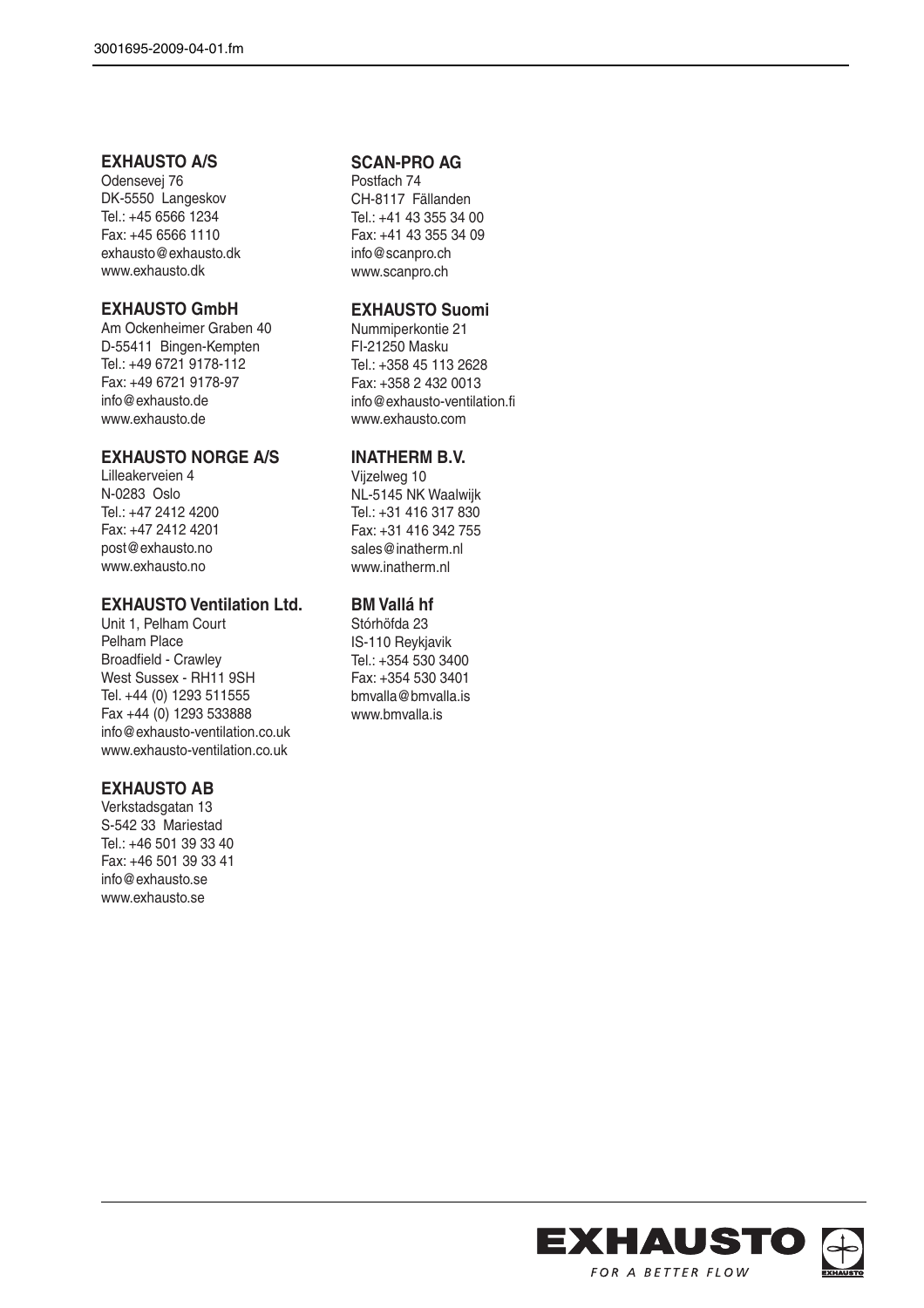**EXHAUSTO A/S**
Odensevej 76
DK-5550 Langeskov
Tel.: +45 6566 1234
Fax: +45 6566 1110
exhausto@exhausto.dk
www.exhausto.dk

**EXHAUSTO GmbH**
Am Ockenheimer Graben 40
D-55411 Bingen-Kempten
Tel.: +49 6721 9178-112
Fax: +49 6721 9178-97
info@exhausto.de
www.exhausto.de

**EXHAUSTO NORGE A/S**
Lilleakerveien 4
N-0283 Oslo
Tel.: +47 2412 4200
Fax: +47 2412 4201
post@exhausto.no
www.exhausto.no

**EXHAUSTO Ventilation Ltd.**
Unit 1, Pelham Court
Pelham Place
Broadfield - Crawley
West Sussex - RH11 9SH
Tel. +44 (0) 1293 511555
Fax +44 (0) 1293 533888
info@exhausto-ventilation.co.uk
www.exhausto-ventilation.co.uk

**EXHAUSTO AB**
Verkstadsgatan 13
S-542 33 Mariestad
Tel.: +46 501 39 33 40
Fax: +46 501 39 33 41
info@exhausto.se
www.exhausto.se

**SCAN-PRO AG**
Postfach 74
CH-8117 Fällanden
Tel.: +41 43 355 34 00
Fax: +41 43 355 34 09
info@scanpro.ch
www.scanpro.ch

**EXHAUSTO Suomi**
Nummiperkontie 21
FI-21250 Masku
Tel.: +358 45 113 2628
Fax: +358 2 432 0013
info@exhausto-ventilation.fi
www.exhausto.com

**INATHERM B.V.**
Vijzelweg 10
NL-5145 NK Waalwijk
Tel.: +31 416 317 830
Fax: +31 416 342 755
sales@inatherm.nl
www.inatherm.nl

**BM Vallá hf**
Stórhöfda 23
IS-110 Reykjavik
Tel.: +354 530 3400
Fax: +354 530 3401
bmvalla@bmvalla.is
www.bmvalla.is

EXHAUSTO
FOR A BETTER FLOW